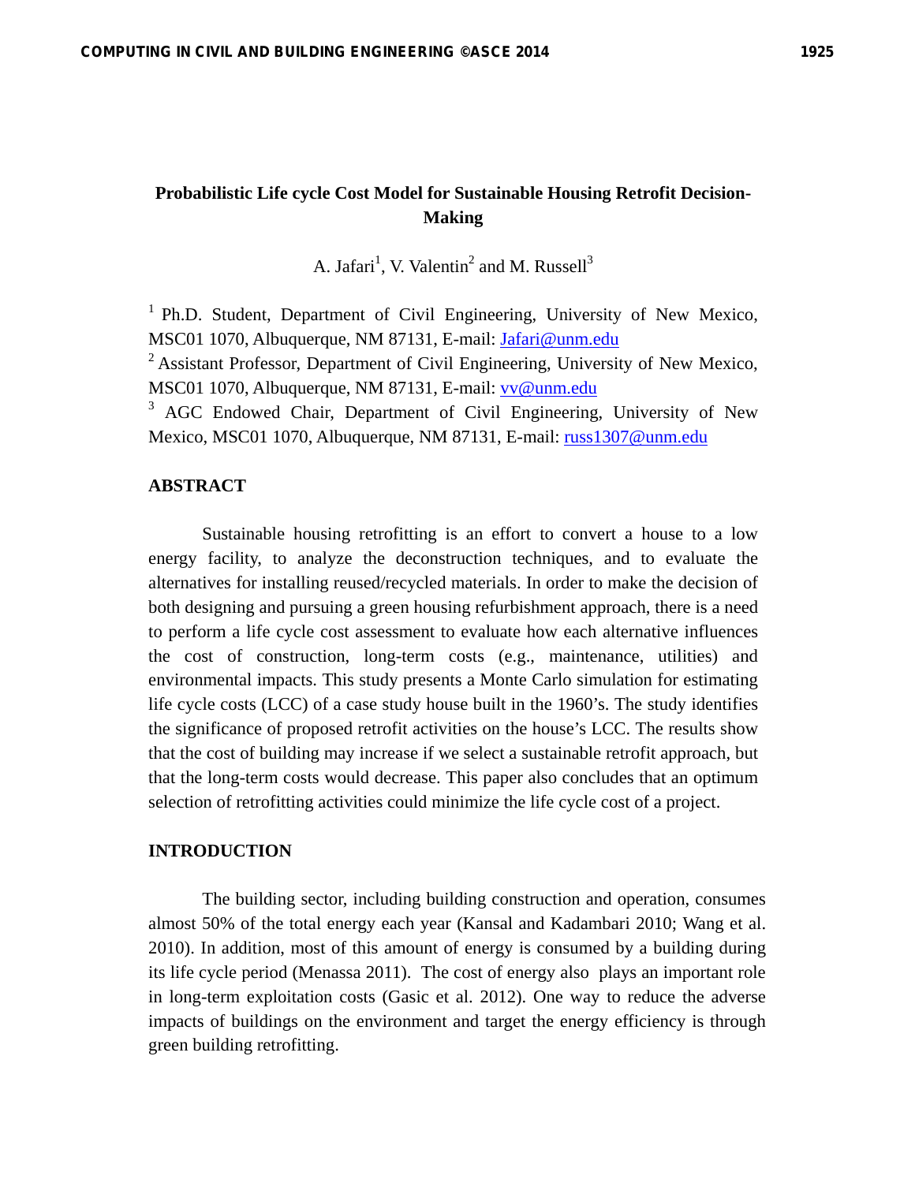# Probabilistic Life cycle Cost Model for Sustainable Housing Retrofit Decision-Making

A. Jafari[1], V. Valentin[2] and M. Russell[3]

[1] Ph.D. Student, Department of Civil Engineering, University of New Mexico, MSC01 1070, Albuquerque, NM 87131, E-mail: Jafari@unm.edu

[2] Assistant Professor, Department of Civil Engineering, University of New Mexico, MSC01 1070, Albuquerque, NM 87131, E-mail: vv@unm.edu

[3] AGC Endowed Chair, Department of Civil Engineering, University of New Mexico, MSC01 1070, Albuquerque, NM 87131, E-mail: russ1307@unm.edu

## ABSTRACT

Sustainable housing retrofitting is an effort to convert a house to a low energy facility, to analyze the deconstruction techniques, and to evaluate the alternatives for installing reused/recycled materials. In order to make the decision of both designing and pursuing a green housing refurbishment approach, there is a need to perform a life cycle cost assessment to evaluate how each alternative influences the cost of construction, long-term costs (e.g., maintenance, utilities) and environmental impacts. This study presents a Monte Carlo simulation for estimating life cycle costs (LCC) of a case study house built in the 1960's. The study identifies the significance of proposed retrofit activities on the house's LCC. The results show that the cost of building may increase if we select a sustainable retrofit approach, but that the long-term costs would decrease. This paper also concludes that an optimum selection of retrofitting activities could minimize the life cycle cost of a project.

## INTRODUCTION

The building sector, including building construction and operation, consumes almost 50% of the total energy each year (Kansal and Kadambari 2010; Wang et al. 2010). In addition, most of this amount of energy is consumed by a building during its life cycle period (Menassa 2011). The cost of energy also plays an important role in long-term exploitation costs (Gasic et al. 2012). One way to reduce the adverse impacts of buildings on the environment and target the energy efficiency is through green building retrofitting.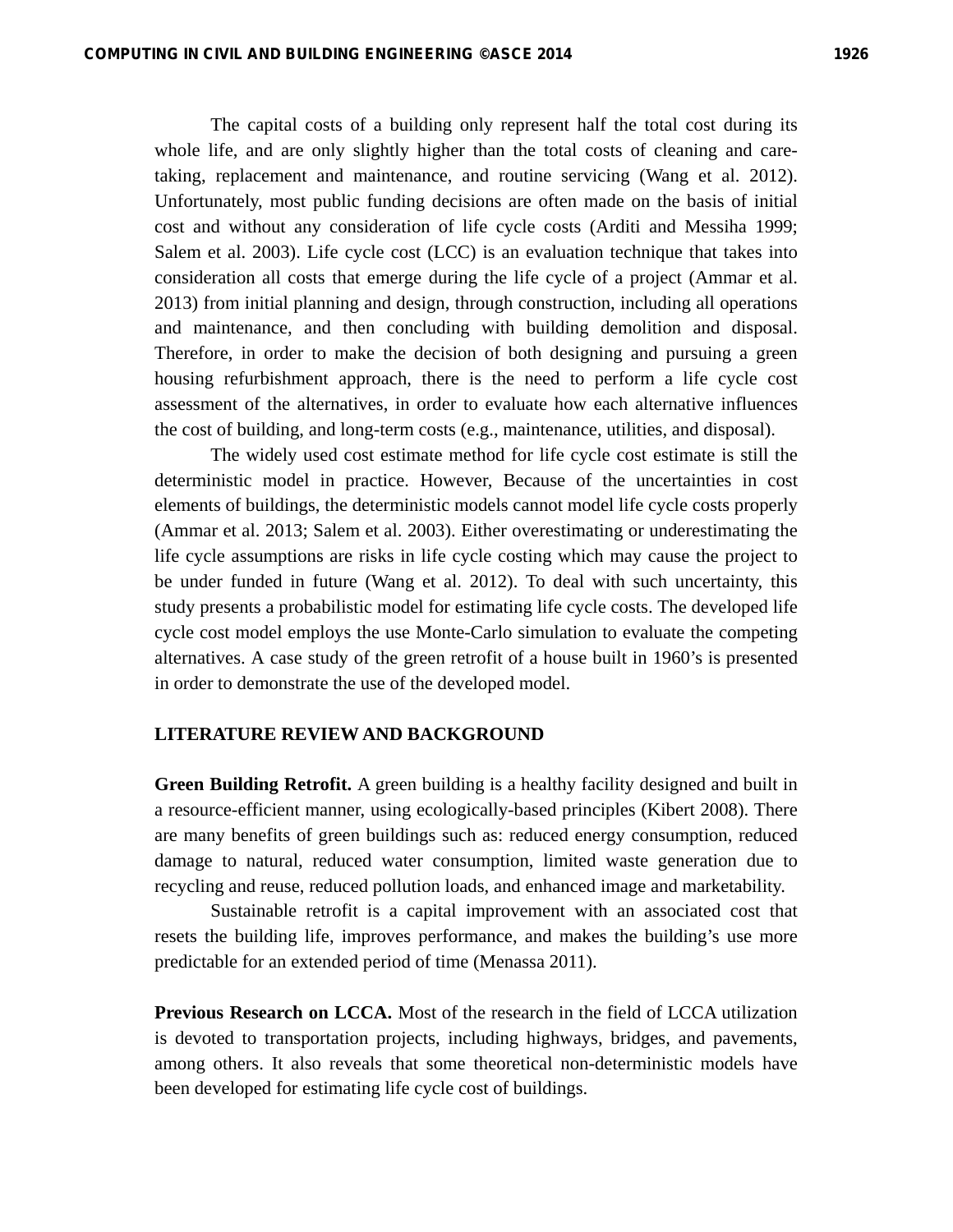The capital costs of a building only represent half the total cost during its whole life, and are only slightly higher than the total costs of cleaning and care-taking, replacement and maintenance, and routine servicing (Wang et al. 2012). Unfortunately, most public funding decisions are often made on the basis of initial cost and without any consideration of life cycle costs (Arditi and Messiha 1999; Salem et al. 2003). Life cycle cost (LCC) is an evaluation technique that takes into consideration all costs that emerge during the life cycle of a project (Ammar et al. 2013) from initial planning and design, through construction, including all operations and maintenance, and then concluding with building demolition and disposal. Therefore, in order to make the decision of both designing and pursuing a green housing refurbishment approach, there is the need to perform a life cycle cost assessment of the alternatives, in order to evaluate how each alternative influences the cost of building, and long-term costs (e.g., maintenance, utilities, and disposal).

The widely used cost estimate method for life cycle cost estimate is still the deterministic model in practice. However, Because of the uncertainties in cost elements of buildings, the deterministic models cannot model life cycle costs properly (Ammar et al. 2013; Salem et al. 2003). Either overestimating or underestimating the life cycle assumptions are risks in life cycle costing which may cause the project to be under funded in future (Wang et al. 2012). To deal with such uncertainty, this study presents a probabilistic model for estimating life cycle costs. The developed life cycle cost model employs the use Monte-Carlo simulation to evaluate the competing alternatives. A case study of the green retrofit of a house built in 1960's is presented in order to demonstrate the use of the developed model.

## LITERATURE REVIEW AND BACKGROUND

**Green Building Retrofit.** A green building is a healthy facility designed and built in a resource-efficient manner, using ecologically-based principles (Kibert 2008). There are many benefits of green buildings such as: reduced energy consumption, reduced damage to natural, reduced water consumption, limited waste generation due to recycling and reuse, reduced pollution loads, and enhanced image and marketability.

Sustainable retrofit is a capital improvement with an associated cost that resets the building life, improves performance, and makes the building's use more predictable for an extended period of time (Menassa 2011).

**Previous Research on LCCA.** Most of the research in the field of LCCA utilization is devoted to transportation projects, including highways, bridges, and pavements, among others. It also reveals that some theoretical non-deterministic models have been developed for estimating life cycle cost of buildings.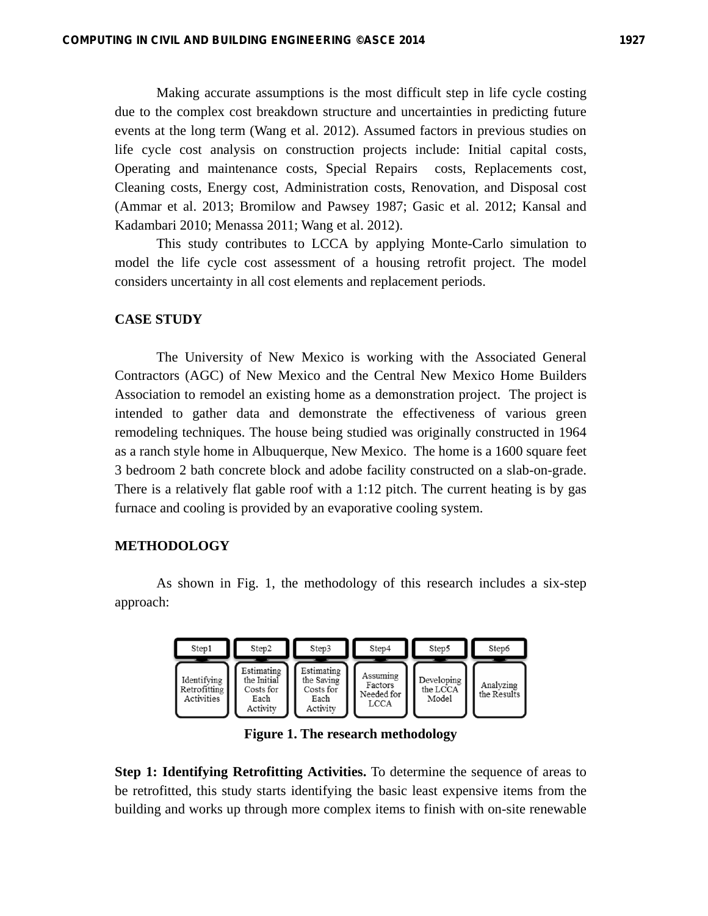Making accurate assumptions is the most difficult step in life cycle costing due to the complex cost breakdown structure and uncertainties in predicting future events at the long term (Wang et al. 2012). Assumed factors in previous studies on life cycle cost analysis on construction projects include: Initial capital costs, Operating and maintenance costs, Special Repairs costs, Replacements cost, Cleaning costs, Energy cost, Administration costs, Renovation, and Disposal cost (Ammar et al. 2013; Bromilow and Pawsey 1987; Gasic et al. 2012; Kansal and Kadambari 2010; Menassa 2011; Wang et al. 2012).

This study contributes to LCCA by applying Monte-Carlo simulation to model the life cycle cost assessment of a housing retrofit project. The model considers uncertainty in all cost elements and replacement periods.

## CASE STUDY

The University of New Mexico is working with the Associated General Contractors (AGC) of New Mexico and the Central New Mexico Home Builders Association to remodel an existing home as a demonstration project. The project is intended to gather data and demonstrate the effectiveness of various green remodeling techniques. The house being studied was originally constructed in 1964 as a ranch style home in Albuquerque, New Mexico. The home is a 1600 square feet 3 bedroom 2 bath concrete block and adobe facility constructed on a slab-on-grade. There is a relatively flat gable roof with a 1:12 pitch. The current heating is by gas furnace and cooling is provided by an evaporative cooling system.

## METHODOLOGY

As shown in Fig. 1, the methodology of this research includes a six-step approach:

| Step1 | Step2 | Step3 | Step4 | Step5 | Step6 |
| --- | --- | --- | --- | --- | --- |
| Identifying Retrofitting Activities | Estimating the Initial Costs for Each Activity | Estimating the Saving Costs for Each Activity | Assuming Factors Needed for LCCA | Developing the LCCA Model | Analyzing the Results |

**Figure 1. The research methodology**

**Step 1: Identifying Retrofitting Activities.** To determine the sequence of areas to be retrofitted, this study starts identifying the basic least expensive items from the building and works up through more complex items to finish with on-site renewable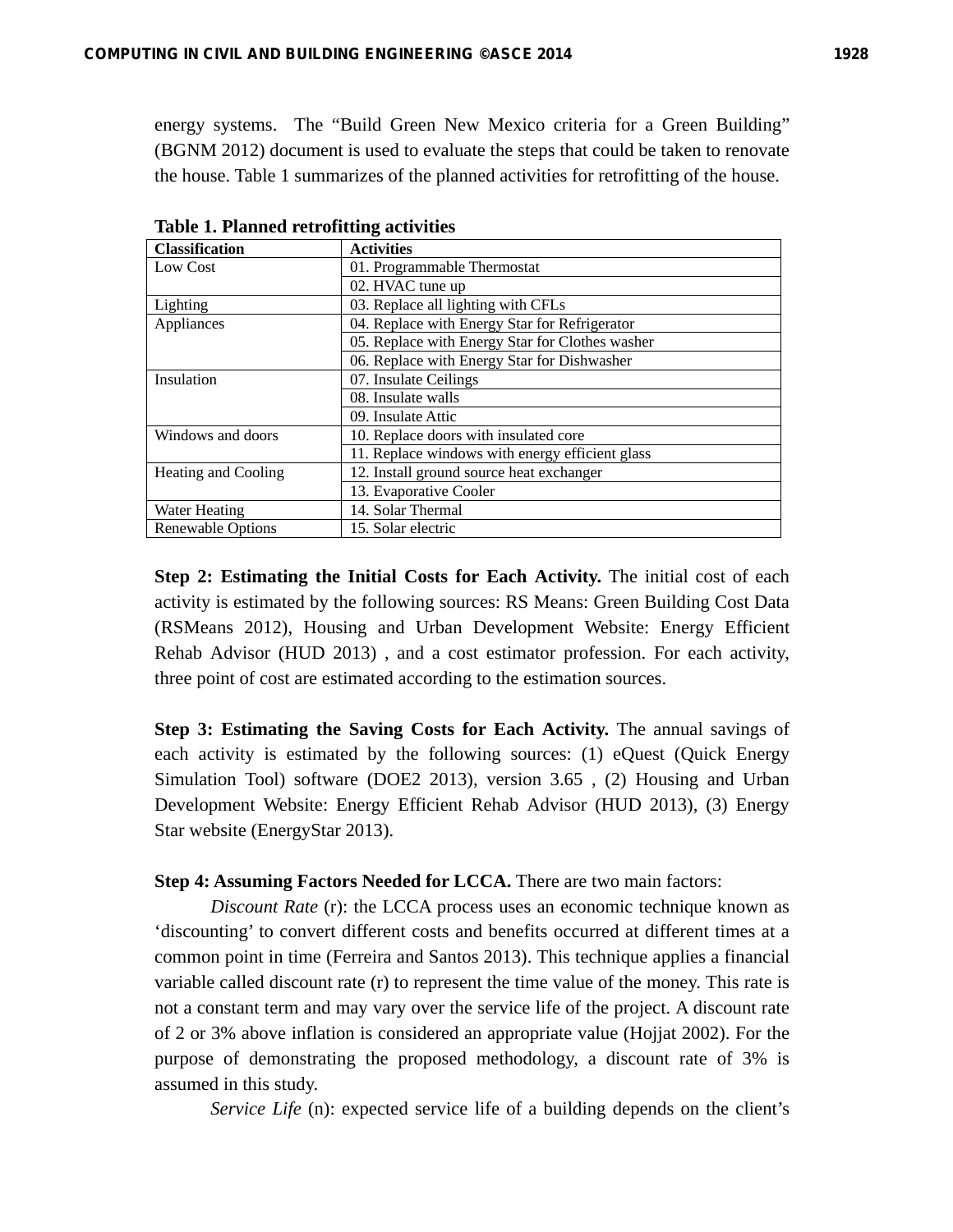energy systems. The "Build Green New Mexico criteria for a Green Building" (BGNM 2012) document is used to evaluate the steps that could be taken to renovate the house. Table 1 summarizes of the planned activities for retrofitting of the house.

**Table 1. Planned retrofitting activities**

| Classification | Activities |
|---|---|
| Low Cost | 01. Programmable Thermostat |
| | 02. HVAC tune up |
| Lighting | 03. Replace all lighting with CFLs |
| Appliances | 04. Replace with Energy Star for Refrigerator |
| | 05. Replace with Energy Star for Clothes washer |
| | 06. Replace with Energy Star for Dishwasher |
| Insulation | 07. Insulate Ceilings |
| | 08. Insulate walls |
| | 09. Insulate Attic |
| Windows and doors | 10. Replace doors with insulated core |
| | 11. Replace windows with energy efficient glass |
| Heating and Cooling | 12. Install ground source heat exchanger |
| | 13. Evaporative Cooler |
| Water Heating | 14. Solar Thermal |
| Renewable Options | 15. Solar electric |

**Step 2: Estimating the Initial Costs for Each Activity.** The initial cost of each activity is estimated by the following sources: RS Means: Green Building Cost Data (RSMeans 2012), Housing and Urban Development Website: Energy Efficient Rehab Advisor (HUD 2013) , and a cost estimator profession. For each activity, three point of cost are estimated according to the estimation sources.

**Step 3: Estimating the Saving Costs for Each Activity.** The annual savings of each activity is estimated by the following sources: (1) eQuest (Quick Energy Simulation Tool) software (DOE2 2013), version 3.65 , (2) Housing and Urban Development Website: Energy Efficient Rehab Advisor (HUD 2013), (3) Energy Star website (EnergyStar 2013).

**Step 4: Assuming Factors Needed for LCCA.** There are two main factors:

*Discount Rate* (r): the LCCA process uses an economic technique known as 'discounting' to convert different costs and benefits occurred at different times at a common point in time (Ferreira and Santos 2013). This technique applies a financial variable called discount rate (r) to represent the time value of the money. This rate is not a constant term and may vary over the service life of the project. A discount rate of 2 or 3% above inflation is considered an appropriate value (Hojjat 2002). For the purpose of demonstrating the proposed methodology, a discount rate of 3% is assumed in this study.

*Service Life* (n): expected service life of a building depends on the client's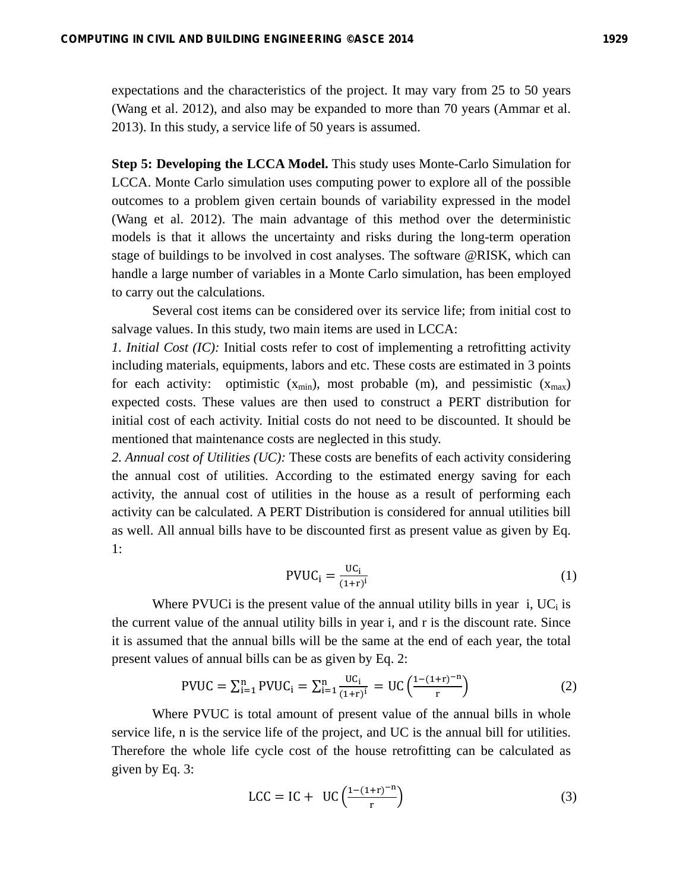expectations and the characteristics of the project. It may vary from 25 to 50 years (Wang et al. 2012), and also may be expanded to more than 70 years (Ammar et al. 2013). In this study, a service life of 50 years is assumed.

**Step 5: Developing the LCCA Model.** This study uses Monte-Carlo Simulation for LCCA. Monte Carlo simulation uses computing power to explore all of the possible outcomes to a problem given certain bounds of variability expressed in the model (Wang et al. 2012). The main advantage of this method over the deterministic models is that it allows the uncertainty and risks during the long-term operation stage of buildings to be involved in cost analyses. The software @RISK, which can handle a large number of variables in a Monte Carlo simulation, has been employed to carry out the calculations.

Several cost items can be considered over its service life; from initial cost to salvage values. In this study, two main items are used in LCCA:

*1. Initial Cost (IC):* Initial costs refer to cost of implementing a retrofitting activity including materials, equipments, labors and etc. These costs are estimated in 3 points for each activity: optimistic ($x_{min}$), most probable (m), and pessimistic ($x_{max}$) expected costs. These values are then used to construct a PERT distribution for initial cost of each activity. Initial costs do not need to be discounted. It should be mentioned that maintenance costs are neglected in this study.

*2. Annual cost of Utilities (UC):* These costs are benefits of each activity considering the annual cost of utilities. According to the estimated energy saving for each activity, the annual cost of utilities in the house as a result of performing each activity can be calculated. A PERT Distribution is considered for annual utilities bill as well. All annual bills have to be discounted first as present value as given by Eq. 1:

$$\mathrm{PVUC_i} = \frac{\mathrm{UC_i}}{(1+r)^i} \tag{1}$$

Where PVUCi is the present value of the annual utility bills in year i, $UC_i$ is the current value of the annual utility bills in year i, and r is the discount rate. Since it is assumed that the annual bills will be the same at the end of each year, the total present values of annual bills can be as given by Eq. 2:

$$\mathrm{PVUC} = \sum_{i=1}^{n} \mathrm{PVUC_i} = \sum_{i=1}^{n} \frac{\mathrm{UC_i}}{(1+r)^i} = \mathrm{UC}\left(\frac{1-(1+r)^{-n}}{r}\right) \tag{2}$$

Where PVUC is total amount of present value of the annual bills in whole service life, n is the service life of the project, and UC is the annual bill for utilities. Therefore the whole life cycle cost of the house retrofitting can be calculated as given by Eq. 3:

$$\mathrm{LCC} = \mathrm{IC} + \mathrm{UC}\left(\frac{1-(1+r)^{-n}}{r}\right) \tag{3}$$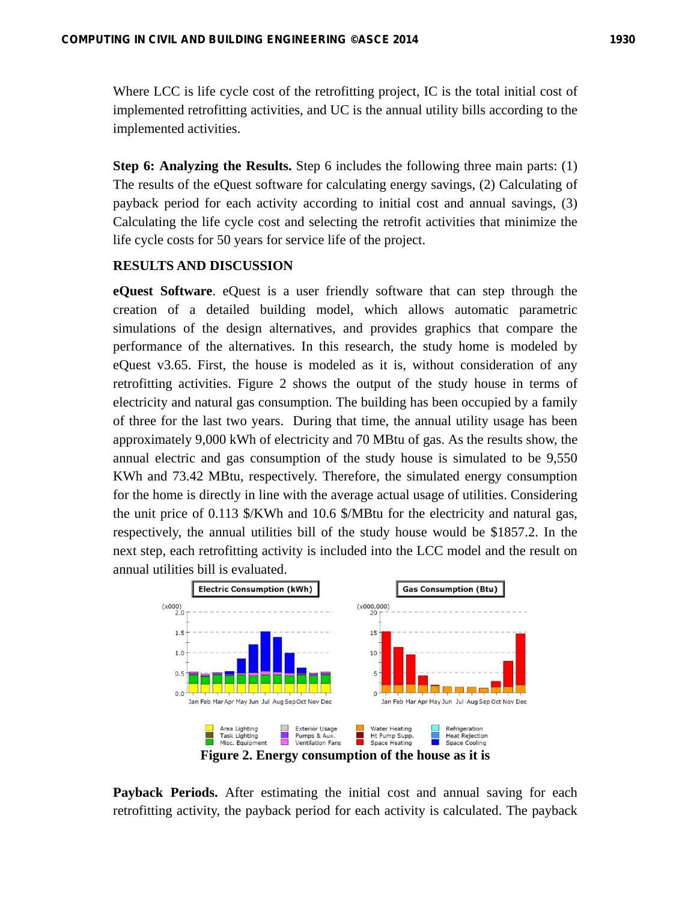Where LCC is life cycle cost of the retrofitting project, IC is the total initial cost of implemented retrofitting activities, and UC is the annual utility bills according to the implemented activities.

**Step 6: Analyzing the Results.** Step 6 includes the following three main parts: (1) The results of the eQuest software for calculating energy savings, (2) Calculating of payback period for each activity according to initial cost and annual savings, (3) Calculating the life cycle cost and selecting the retrofit activities that minimize the life cycle costs for 50 years for service life of the project.

## RESULTS AND DISCUSSION

**eQuest Software**. eQuest is a user friendly software that can step through the creation of a detailed building model, which allows automatic parametric simulations of the design alternatives, and provides graphics that compare the performance of the alternatives. In this research, the study home is modeled by eQuest v3.65. First, the house is modeled as it is, without consideration of any retrofitting activities. Figure 2 shows the output of the study house in terms of electricity and natural gas consumption. The building has been occupied by a family of three for the last two years. During that time, the annual utility usage has been approximately 9,000 kWh of electricity and 70 MBtu of gas. As the results show, the annual electric and gas consumption of the study house is simulated to be 9,550 KWh and 73.42 MBtu, respectively. Therefore, the simulated energy consumption for the home is directly in line with the average actual usage of utilities. Considering the unit price of 0.113 $/KWh and 10.6 $/MBtu for the electricity and natural gas, respectively, the annual utilities bill of the study house would be $1857.2. In the next step, each retrofitting activity is included into the LCC model and the result on annual utilities bill is evaluated.

**Figure 2. Energy consumption of the house as it is**

**Payback Periods.** After estimating the initial cost and annual saving for each retrofitting activity, the payback period for each activity is calculated. The payback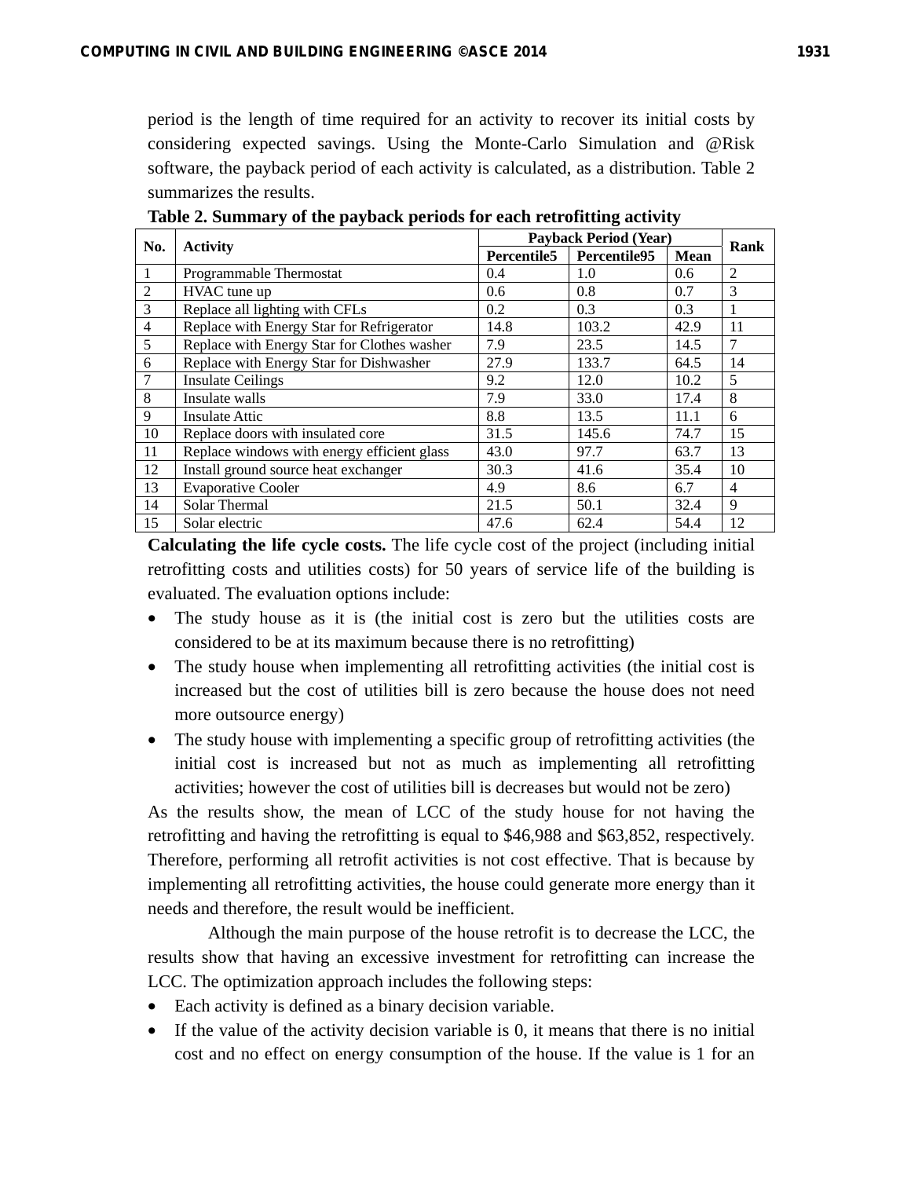period is the length of time required for an activity to recover its initial costs by considering expected savings. Using the Monte-Carlo Simulation and @Risk software, the payback period of each activity is calculated, as a distribution. Table 2 summarizes the results.

**Table 2. Summary of the payback periods for each retrofitting activity**

| No. | Activity | Payback Period (Year) | | | Rank |
|---|---|---|---|---|---|
| | | Percentile5 | Percentile95 | Mean | |
| 1 | Programmable Thermostat | 0.4 | 1.0 | 0.6 | 2 |
| 2 | HVAC tune up | 0.6 | 0.8 | 0.7 | 3 |
| 3 | Replace all lighting with CFLs | 0.2 | 0.3 | 0.3 | 1 |
| 4 | Replace with Energy Star for Refrigerator | 14.8 | 103.2 | 42.9 | 11 |
| 5 | Replace with Energy Star for Clothes washer | 7.9 | 23.5 | 14.5 | 7 |
| 6 | Replace with Energy Star for Dishwasher | 27.9 | 133.7 | 64.5 | 14 |
| 7 | Insulate Ceilings | 9.2 | 12.0 | 10.2 | 5 |
| 8 | Insulate walls | 7.9 | 33.0 | 17.4 | 8 |
| 9 | Insulate Attic | 8.8 | 13.5 | 11.1 | 6 |
| 10 | Replace doors with insulated core | 31.5 | 145.6 | 74.7 | 15 |
| 11 | Replace windows with energy efficient glass | 43.0 | 97.7 | 63.7 | 13 |
| 12 | Install ground source heat exchanger | 30.3 | 41.6 | 35.4 | 10 |
| 13 | Evaporative Cooler | 4.9 | 8.6 | 6.7 | 4 |
| 14 | Solar Thermal | 21.5 | 50.1 | 32.4 | 9 |
| 15 | Solar electric | 47.6 | 62.4 | 54.4 | 12 |

**Calculating the life cycle costs.** The life cycle cost of the project (including initial retrofitting costs and utilities costs) for 50 years of service life of the building is evaluated. The evaluation options include:

- The study house as it is (the initial cost is zero but the utilities costs are considered to be at its maximum because there is no retrofitting)
- The study house when implementing all retrofitting activities (the initial cost is increased but the cost of utilities bill is zero because the house does not need more outsource energy)
- The study house with implementing a specific group of retrofitting activities (the initial cost is increased but not as much as implementing all retrofitting activities; however the cost of utilities bill is decreases but would not be zero)

As the results show, the mean of LCC of the study house for not having the retrofitting and having the retrofitting is equal to $46,988 and $63,852, respectively. Therefore, performing all retrofit activities is not cost effective. That is because by implementing all retrofitting activities, the house could generate more energy than it needs and therefore, the result would be inefficient.

Although the main purpose of the house retrofit is to decrease the LCC, the results show that having an excessive investment for retrofitting can increase the LCC. The optimization approach includes the following steps:

- Each activity is defined as a binary decision variable.
- If the value of the activity decision variable is 0, it means that there is no initial cost and no effect on energy consumption of the house. If the value is 1 for an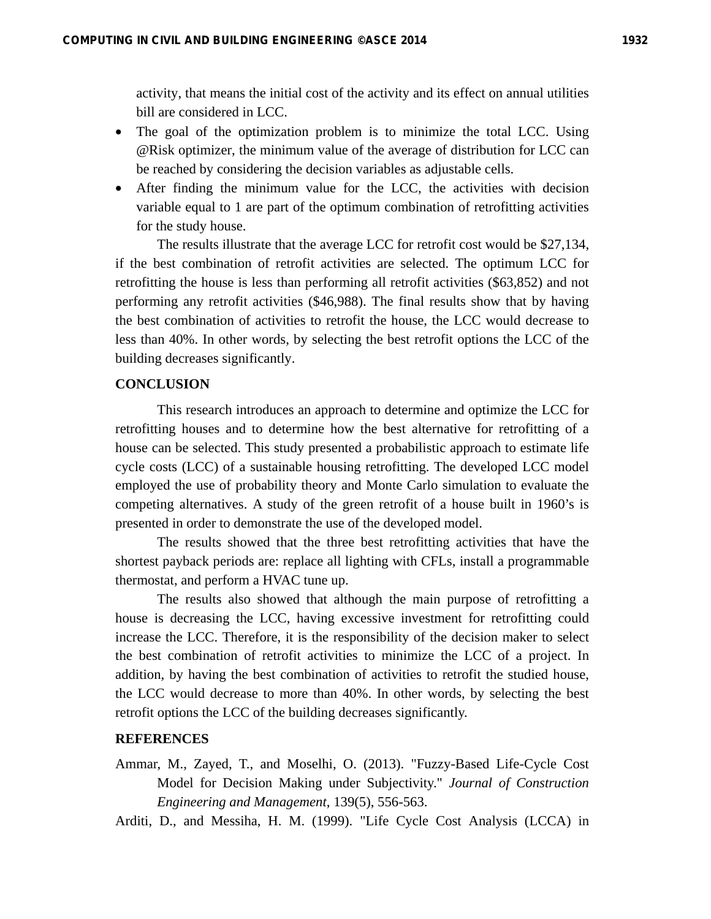activity, that means the initial cost of the activity and its effect on annual utilities bill are considered in LCC.

- The goal of the optimization problem is to minimize the total LCC. Using @Risk optimizer, the minimum value of the average of distribution for LCC can be reached by considering the decision variables as adjustable cells.
- After finding the minimum value for the LCC, the activities with decision variable equal to 1 are part of the optimum combination of retrofitting activities for the study house.

The results illustrate that the average LCC for retrofit cost would be $27,134, if the best combination of retrofit activities are selected. The optimum LCC for retrofitting the house is less than performing all retrofit activities ($63,852) and not performing any retrofit activities ($46,988). The final results show that by having the best combination of activities to retrofit the house, the LCC would decrease to less than 40%. In other words, by selecting the best retrofit options the LCC of the building decreases significantly.

## CONCLUSION

This research introduces an approach to determine and optimize the LCC for retrofitting houses and to determine how the best alternative for retrofitting of a house can be selected. This study presented a probabilistic approach to estimate life cycle costs (LCC) of a sustainable housing retrofitting. The developed LCC model employed the use of probability theory and Monte Carlo simulation to evaluate the competing alternatives. A study of the green retrofit of a house built in 1960's is presented in order to demonstrate the use of the developed model.

The results showed that the three best retrofitting activities that have the shortest payback periods are: replace all lighting with CFLs, install a programmable thermostat, and perform a HVAC tune up.

The results also showed that although the main purpose of retrofitting a house is decreasing the LCC, having excessive investment for retrofitting could increase the LCC. Therefore, it is the responsibility of the decision maker to select the best combination of retrofit activities to minimize the LCC of a project. In addition, by having the best combination of activities to retrofit the studied house, the LCC would decrease to more than 40%. In other words, by selecting the best retrofit options the LCC of the building decreases significantly.

## REFERENCES

Ammar, M., Zayed, T., and Moselhi, O. (2013). "Fuzzy-Based Life-Cycle Cost Model for Decision Making under Subjectivity." *Journal of Construction Engineering and Management*, 139(5), 556-563.

Arditi, D., and Messiha, H. M. (1999). "Life Cycle Cost Analysis (LCCA) in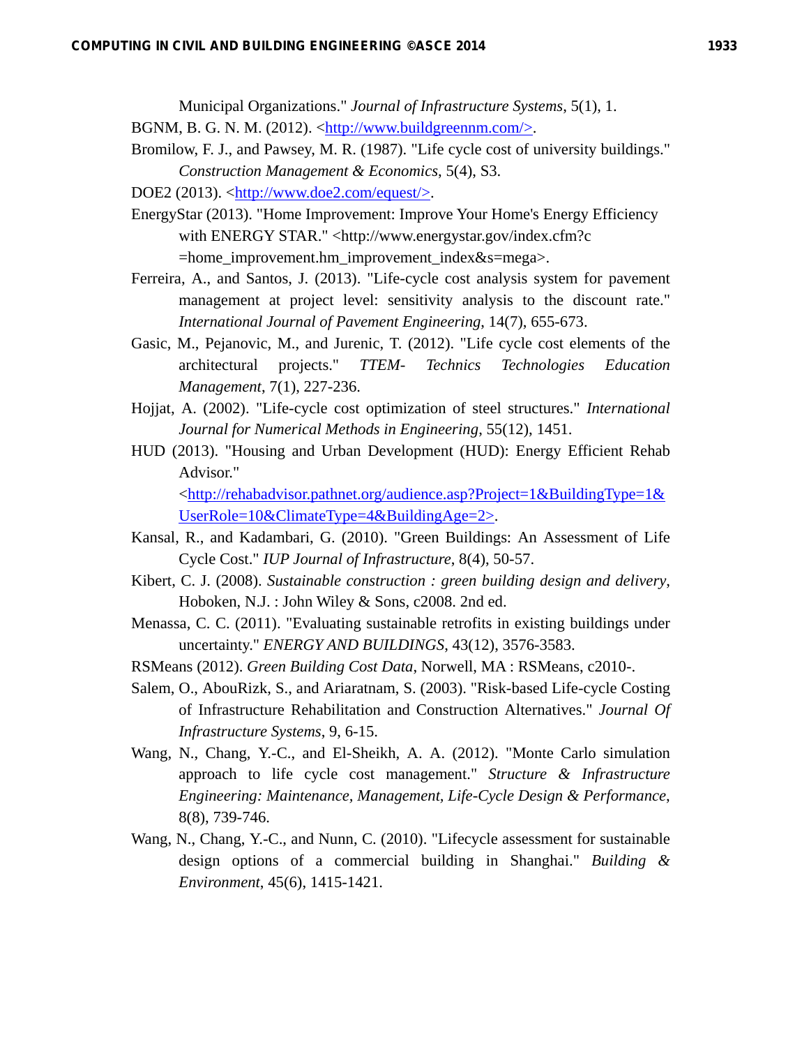Municipal Organizations." *Journal of Infrastructure Systems*, 5(1), 1.

BGNM, B. G. N. M. (2012). <http://www.buildgreennm.com/>.

Bromilow, F. J., and Pawsey, M. R. (1987). "Life cycle cost of university buildings." *Construction Management & Economics*, 5(4), S3.

DOE2 (2013). <http://www.doe2.com/equest/>.

EnergyStar (2013). "Home Improvement: Improve Your Home's Energy Efficiency with ENERGY STAR." <http://www.energystar.gov/index.cfm?c =home_improvement.hm_improvement_index&s=mega>.

Ferreira, A., and Santos, J. (2013). "Life-cycle cost analysis system for pavement management at project level: sensitivity analysis to the discount rate." *International Journal of Pavement Engineering*, 14(7), 655-673.

Gasic, M., Pejanovic, M., and Jurenic, T. (2012). "Life cycle cost elements of the architectural projects." *TTEM- Technics Technologies Education Management*, 7(1), 227-236.

Hojjat, A. (2002). "Life-cycle cost optimization of steel structures." *International Journal for Numerical Methods in Engineering*, 55(12), 1451.

HUD (2013). "Housing and Urban Development (HUD): Energy Efficient Rehab Advisor." <http://rehabadvisor.pathnet.org/audience.asp?Project=1&BuildingType=1&UserRole=10&ClimateType=4&BuildingAge=2>.

Kansal, R., and Kadambari, G. (2010). "Green Buildings: An Assessment of Life Cycle Cost." *IUP Journal of Infrastructure*, 8(4), 50-57.

Kibert, C. J. (2008). *Sustainable construction : green building design and delivery*, Hoboken, N.J. : John Wiley & Sons, c2008. 2nd ed.

Menassa, C. C. (2011). "Evaluating sustainable retrofits in existing buildings under uncertainty." *ENERGY AND BUILDINGS*, 43(12), 3576-3583.

RSMeans (2012). *Green Building Cost Data*, Norwell, MA : RSMeans, c2010-.

Salem, O., AbouRizk, S., and Ariaratnam, S. (2003). "Risk-based Life-cycle Costing of Infrastructure Rehabilitation and Construction Alternatives." *Journal Of Infrastructure Systems*, 9, 6-15.

Wang, N., Chang, Y.-C., and El-Sheikh, A. A. (2012). "Monte Carlo simulation approach to life cycle cost management." *Structure & Infrastructure Engineering: Maintenance, Management, Life-Cycle Design & Performance*, 8(8), 739-746.

Wang, N., Chang, Y.-C., and Nunn, C. (2010). "Lifecycle assessment for sustainable design options of a commercial building in Shanghai." *Building & Environment*, 45(6), 1415-1421.